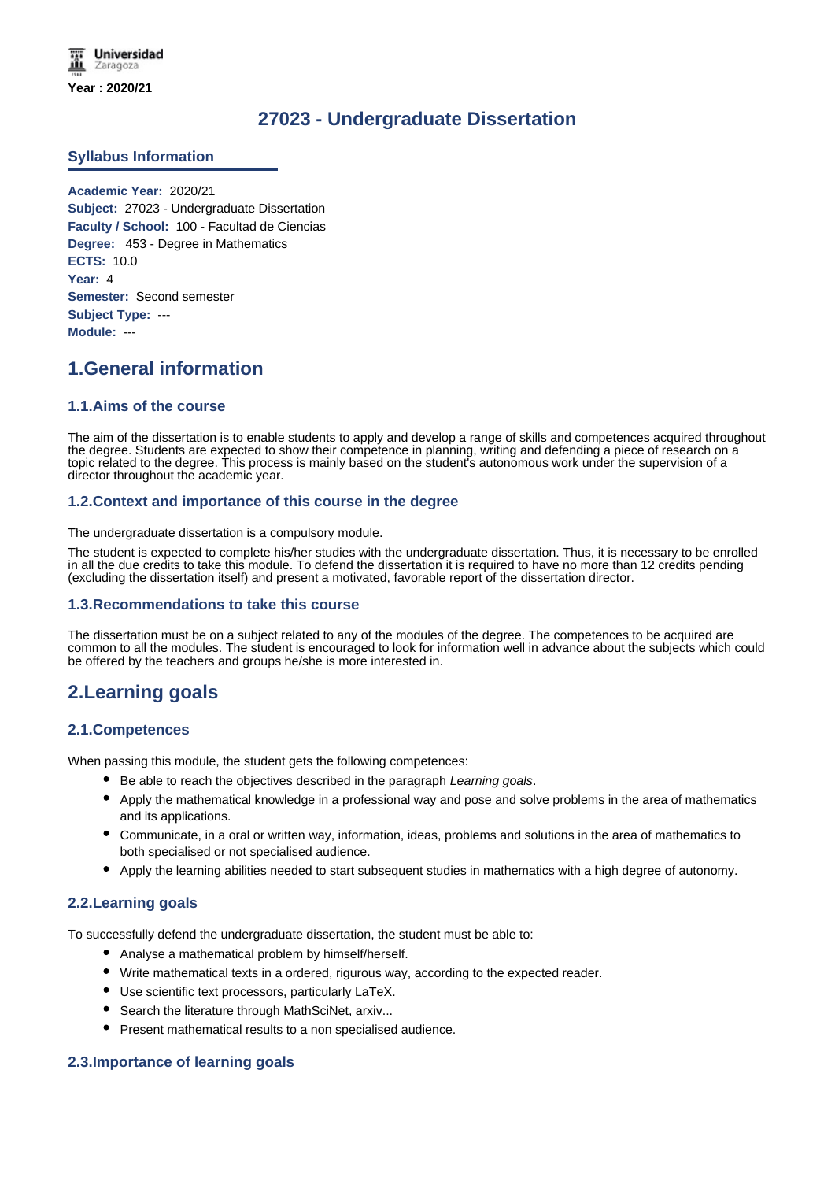Universidad Zaragoza

Year : 2020/21

# 27023 - Undergraduate Dissertation

## Syllabus Information

**Academic Year:** 2020/21
**Subject:** 27023 - Undergraduate Dissertation
**Faculty / School:** 100 - Facultad de Ciencias
**Degree:** 453 - Degree in Mathematics
**ECTS:** 10.0
**Year:** 4
**Semester:** Second semester
**Subject Type:** ---
**Module:** ---

## 1.General information

### 1.1.Aims of the course

The aim of the dissertation is to enable students to apply and develop a range of skills and competences acquired throughout the degree. Students are expected to show their competence in planning, writing and defending a piece of research on a topic related to the degree. This process is mainly based on the student's autonomous work under the supervision of a director throughout the academic year.

### 1.2.Context and importance of this course in the degree

The undergraduate dissertation is a compulsory module.

The student is expected to complete his/her studies with the undergraduate dissertation. Thus, it is necessary to be enrolled in all the due credits to take this module. To defend the dissertation it is required to have no more than 12 credits pending (excluding the dissertation itself) and present a motivated, favorable report of the dissertation director.

### 1.3.Recommendations to take this course

The dissertation must be on a subject related to any of the modules of the degree. The competences to be acquired are common to all the modules. The student is encouraged to look for information well in advance about the subjects which could be offered by the teachers and groups he/she is more interested in.

## 2.Learning goals

### 2.1.Competences

When passing this module, the student gets the following competences:

- Be able to reach the objectives described in the paragraph *Learning goals*.
- Apply the mathematical knowledge in a professional way and pose and solve problems in the area of mathematics and its applications.
- Communicate, in a oral or written way, information, ideas, problems and solutions in the area of mathematics to both specialised or not specialised audience.
- Apply the learning abilities needed to start subsequent studies in mathematics with a high degree of autonomy.

### 2.2.Learning goals

To successfully defend the undergraduate dissertation, the student must be able to:

- Analyse a mathematical problem by himself/herself.
- Write mathematical texts in a ordered, rigurous way, according to the expected reader.
- Use scientific text processors, particularly LaTeX.
- Search the literature through MathSciNet, arxiv...
- Present mathematical results to a non specialised audience.

### 2.3.Importance of learning goals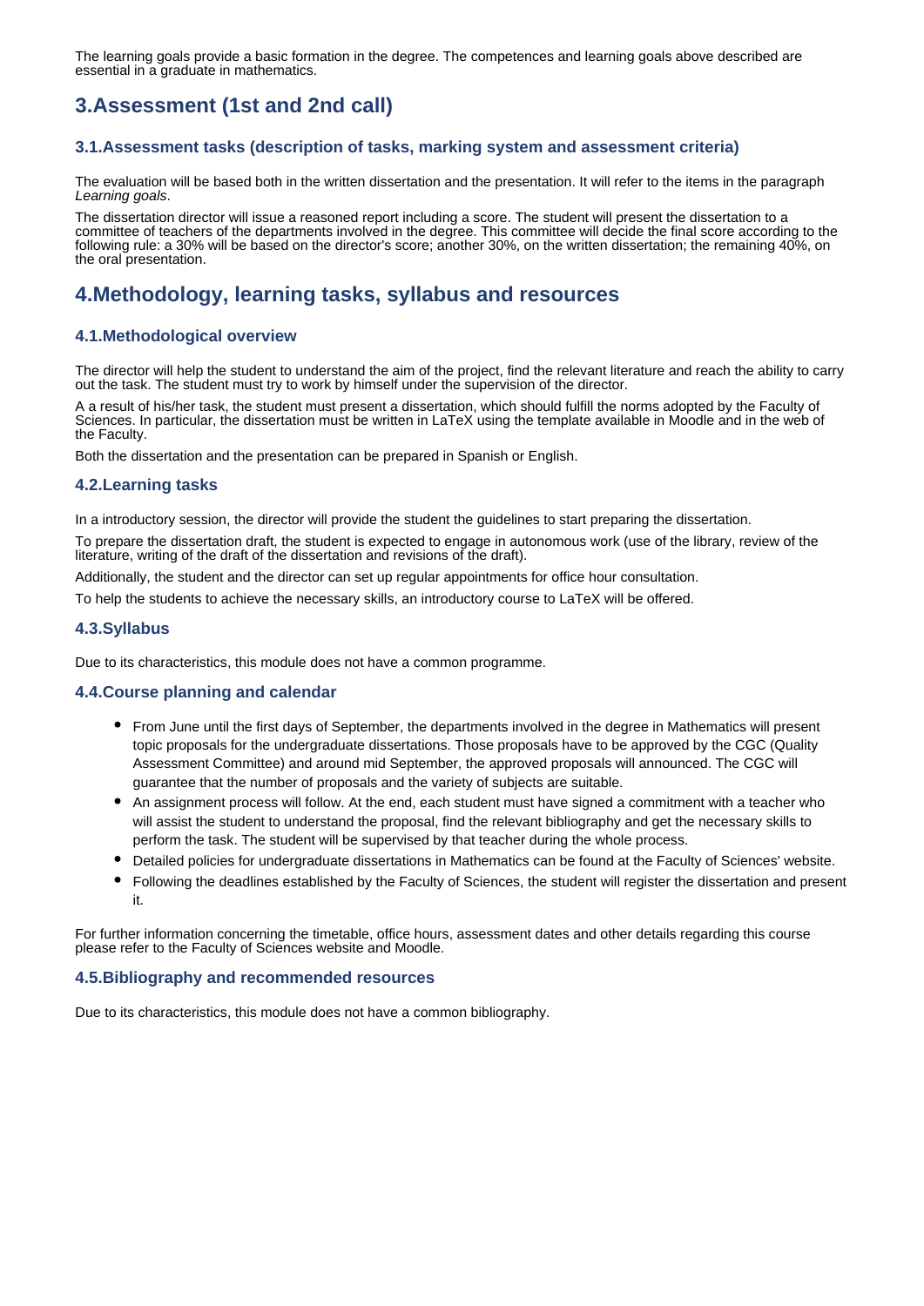The learning goals provide a basic formation in the degree. The competences and learning goals above described are essential in a graduate in mathematics.

# 3.Assessment (1st and 2nd call)

## 3.1.Assessment tasks (description of tasks, marking system and assessment criteria)

The evaluation will be based both in the written dissertation and the presentation. It will refer to the items in the paragraph *Learning goals*.

The dissertation director will issue a reasoned report including a score. The student will present the dissertation to a committee of teachers of the departments involved in the degree. This committee will decide the final score according to the following rule: a 30% will be based on the director's score; another 30%, on the written dissertation; the remaining 40%, on the oral presentation.

# 4.Methodology, learning tasks, syllabus and resources

## 4.1.Methodological overview

The director will help the student to understand the aim of the project, find the relevant literature and reach the ability to carry out the task. The student must try to work by himself under the supervision of the director.

A a result of his/her task, the student must present a dissertation, which should fulfill the norms adopted by the Faculty of Sciences. In particular, the dissertation must be written in LaTeX using the template available in Moodle and in the web of the Faculty.

Both the dissertation and the presentation can be prepared in Spanish or English.

## 4.2.Learning tasks

In a introductory session, the director will provide the student the guidelines to start preparing the dissertation.

To prepare the dissertation draft, the student is expected to engage in autonomous work (use of the library, review of the literature, writing of the draft of the dissertation and revisions of the draft).

Additionally, the student and the director can set up regular appointments for office hour consultation.

To help the students to achieve the necessary skills, an introductory course to LaTeX will be offered.

## 4.3.Syllabus

Due to its characteristics, this module does not have a common programme.

## 4.4.Course planning and calendar

- From June until the first days of September, the departments involved in the degree in Mathematics will present topic proposals for the undergraduate dissertations. Those proposals have to be approved by the CGC (Quality Assessment Committee) and around mid September, the approved proposals will announced. The CGC will guarantee that the number of proposals and the variety of subjects are suitable.
- An assignment process will follow. At the end, each student must have signed a commitment with a teacher who will assist the student to understand the proposal, find the relevant bibliography and get the necessary skills to perform the task. The student will be supervised by that teacher during the whole process.
- Detailed policies for undergraduate dissertations in Mathematics can be found at the Faculty of Sciences' website.
- Following the deadlines established by the Faculty of Sciences, the student will register the dissertation and present it.

For further information concerning the timetable, office hours, assessment dates and other details regarding this course please refer to the Faculty of Sciences website and Moodle.

## 4.5.Bibliography and recommended resources

Due to its characteristics, this module does not have a common bibliography.